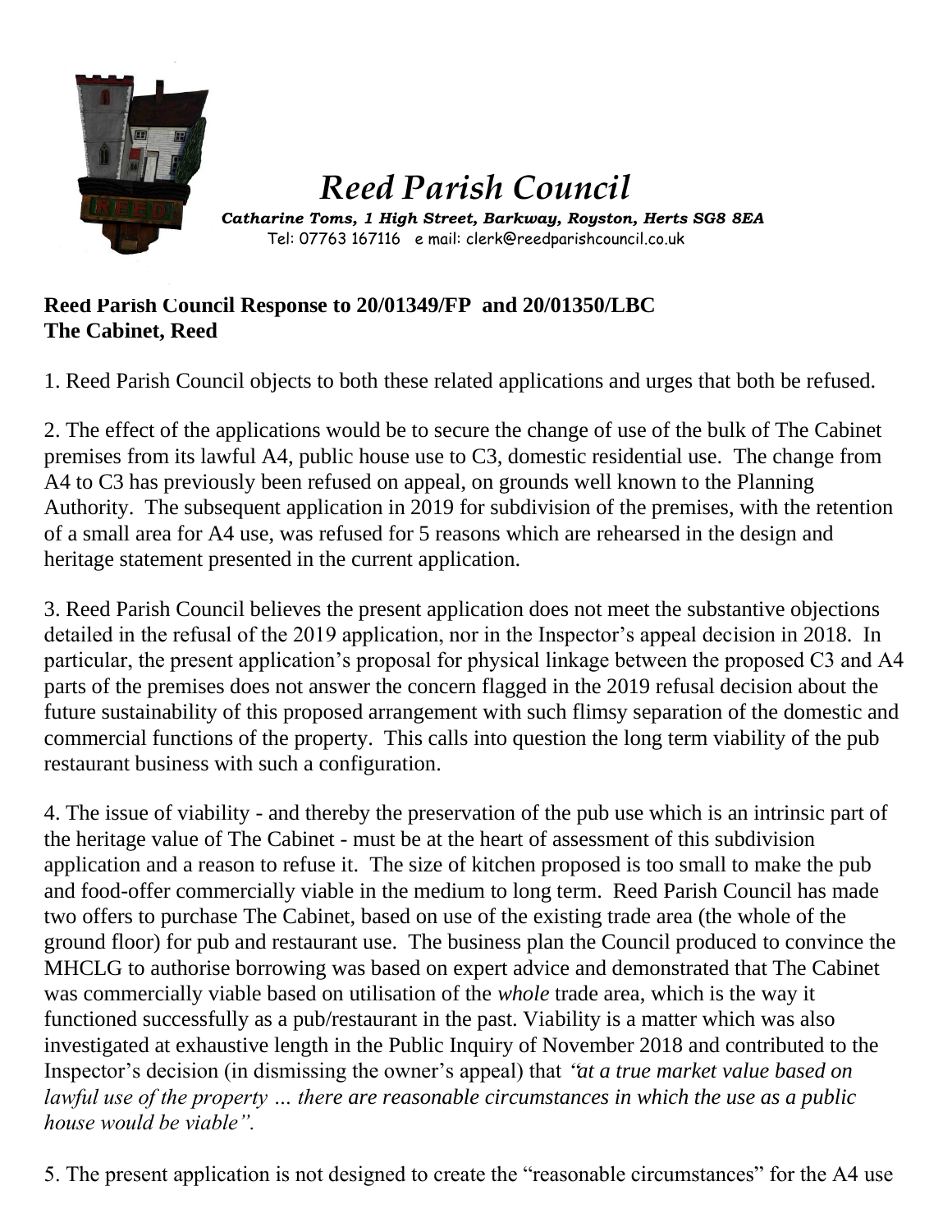# *Reed Parish Council*

***Catharine Toms, 1 High Street, Barkway, Royston, Herts SG8 8EA***
Tel: 07763 167116 e mail: clerk@reedparishcouncil.co.uk

**Reed Parish Council Response to 20/01349/FP and 20/01350/LBC**
**The Cabinet, Reed**

1. Reed Parish Council objects to both these related applications and urges that both be refused.

2. The effect of the applications would be to secure the change of use of the bulk of The Cabinet premises from its lawful A4, public house use to C3, domestic residential use. The change from A4 to C3 has previously been refused on appeal, on grounds well known to the Planning Authority. The subsequent application in 2019 for subdivision of the premises, with the retention of a small area for A4 use, was refused for 5 reasons which are rehearsed in the design and heritage statement presented in the current application.

3. Reed Parish Council believes the present application does not meet the substantive objections detailed in the refusal of the 2019 application, nor in the Inspector's appeal decision in 2018. In particular, the present application's proposal for physical linkage between the proposed C3 and A4 parts of the premises does not answer the concern flagged in the 2019 refusal decision about the future sustainability of this proposed arrangement with such flimsy separation of the domestic and commercial functions of the property. This calls into question the long term viability of the pub restaurant business with such a configuration.

4. The issue of viability - and thereby the preservation of the pub use which is an intrinsic part of the heritage value of The Cabinet - must be at the heart of assessment of this subdivision application and a reason to refuse it. The size of kitchen proposed is too small to make the pub and food-offer commercially viable in the medium to long term. Reed Parish Council has made two offers to purchase The Cabinet, based on use of the existing trade area (the whole of the ground floor) for pub and restaurant use. The business plan the Council produced to convince the MHCLG to authorise borrowing was based on expert advice and demonstrated that The Cabinet was commercially viable based on utilisation of the *whole* trade area, which is the way it functioned successfully as a pub/restaurant in the past. Viability is a matter which was also investigated at exhaustive length in the Public Inquiry of November 2018 and contributed to the Inspector's decision (in dismissing the owner's appeal) that *"at a true market value based on lawful use of the property … there are reasonable circumstances in which the use as a public house would be viable".*

5. The present application is not designed to create the "reasonable circumstances" for the A4 use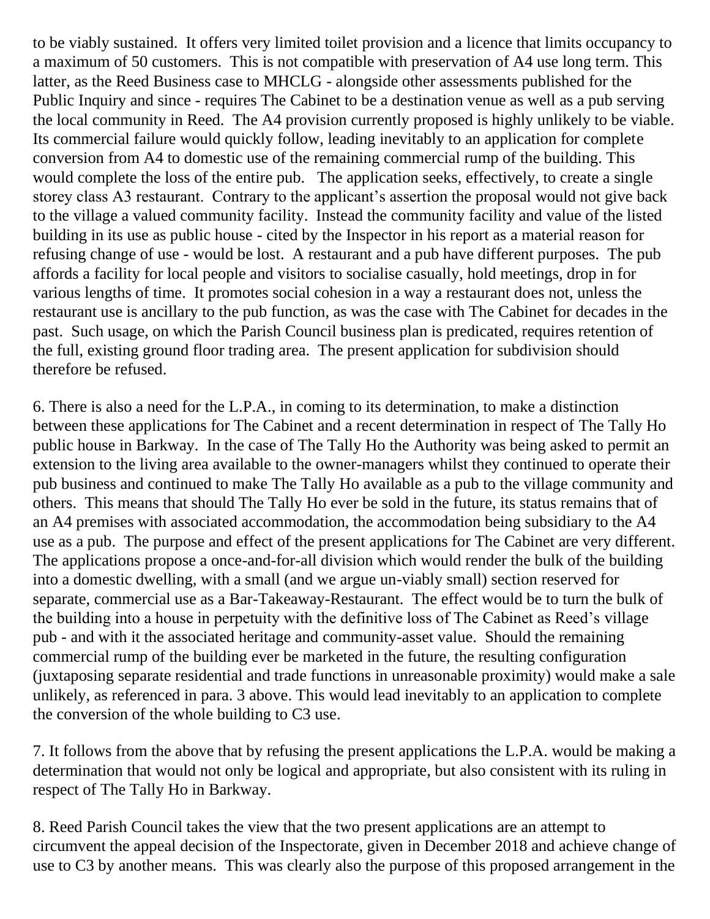to be viably sustained. It offers very limited toilet provision and a licence that limits occupancy to a maximum of 50 customers. This is not compatible with preservation of A4 use long term. This latter, as the Reed Business case to MHCLG - alongside other assessments published for the Public Inquiry and since - requires The Cabinet to be a destination venue as well as a pub serving the local community in Reed. The A4 provision currently proposed is highly unlikely to be viable. Its commercial failure would quickly follow, leading inevitably to an application for complete conversion from A4 to domestic use of the remaining commercial rump of the building. This would complete the loss of the entire pub. The application seeks, effectively, to create a single storey class A3 restaurant. Contrary to the applicant's assertion the proposal would not give back to the village a valued community facility. Instead the community facility and value of the listed building in its use as public house - cited by the Inspector in his report as a material reason for refusing change of use - would be lost. A restaurant and a pub have different purposes. The pub affords a facility for local people and visitors to socialise casually, hold meetings, drop in for various lengths of time. It promotes social cohesion in a way a restaurant does not, unless the restaurant use is ancillary to the pub function, as was the case with The Cabinet for decades in the past. Such usage, on which the Parish Council business plan is predicated, requires retention of the full, existing ground floor trading area. The present application for subdivision should therefore be refused.

6. There is also a need for the L.P.A., in coming to its determination, to make a distinction between these applications for The Cabinet and a recent determination in respect of The Tally Ho public house in Barkway. In the case of The Tally Ho the Authority was being asked to permit an extension to the living area available to the owner-managers whilst they continued to operate their pub business and continued to make The Tally Ho available as a pub to the village community and others. This means that should The Tally Ho ever be sold in the future, its status remains that of an A4 premises with associated accommodation, the accommodation being subsidiary to the A4 use as a pub. The purpose and effect of the present applications for The Cabinet are very different. The applications propose a once-and-for-all division which would render the bulk of the building into a domestic dwelling, with a small (and we argue un-viably small) section reserved for separate, commercial use as a Bar-Takeaway-Restaurant. The effect would be to turn the bulk of the building into a house in perpetuity with the definitive loss of The Cabinet as Reed's village pub - and with it the associated heritage and community-asset value. Should the remaining commercial rump of the building ever be marketed in the future, the resulting configuration (juxtaposing separate residential and trade functions in unreasonable proximity) would make a sale unlikely, as referenced in para. 3 above. This would lead inevitably to an application to complete the conversion of the whole building to C3 use.

7. It follows from the above that by refusing the present applications the L.P.A. would be making a determination that would not only be logical and appropriate, but also consistent with its ruling in respect of The Tally Ho in Barkway.

8. Reed Parish Council takes the view that the two present applications are an attempt to circumvent the appeal decision of the Inspectorate, given in December 2018 and achieve change of use to C3 by another means. This was clearly also the purpose of this proposed arrangement in the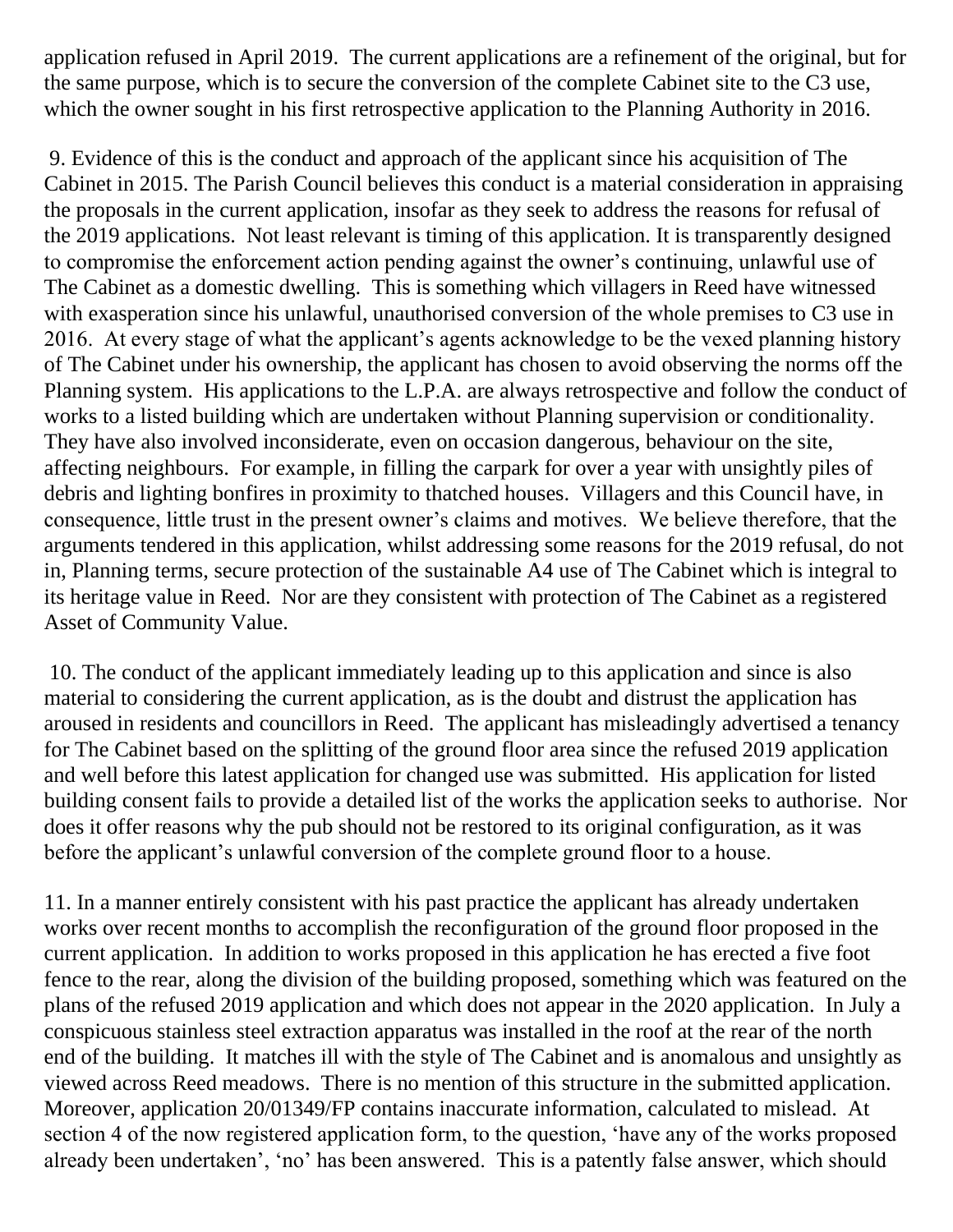application refused in April 2019. The current applications are a refinement of the original, but for the same purpose, which is to secure the conversion of the complete Cabinet site to the C3 use, which the owner sought in his first retrospective application to the Planning Authority in 2016.

9. Evidence of this is the conduct and approach of the applicant since his acquisition of The Cabinet in 2015. The Parish Council believes this conduct is a material consideration in appraising the proposals in the current application, insofar as they seek to address the reasons for refusal of the 2019 applications. Not least relevant is timing of this application. It is transparently designed to compromise the enforcement action pending against the owner's continuing, unlawful use of The Cabinet as a domestic dwelling. This is something which villagers in Reed have witnessed with exasperation since his unlawful, unauthorised conversion of the whole premises to C3 use in 2016. At every stage of what the applicant's agents acknowledge to be the vexed planning history of The Cabinet under his ownership, the applicant has chosen to avoid observing the norms off the Planning system. His applications to the L.P.A. are always retrospective and follow the conduct of works to a listed building which are undertaken without Planning supervision or conditionality. They have also involved inconsiderate, even on occasion dangerous, behaviour on the site, affecting neighbours. For example, in filling the carpark for over a year with unsightly piles of debris and lighting bonfires in proximity to thatched houses. Villagers and this Council have, in consequence, little trust in the present owner's claims and motives. We believe therefore, that the arguments tendered in this application, whilst addressing some reasons for the 2019 refusal, do not in, Planning terms, secure protection of the sustainable A4 use of The Cabinet which is integral to its heritage value in Reed. Nor are they consistent with protection of The Cabinet as a registered Asset of Community Value.

10. The conduct of the applicant immediately leading up to this application and since is also material to considering the current application, as is the doubt and distrust the application has aroused in residents and councillors in Reed. The applicant has misleadingly advertised a tenancy for The Cabinet based on the splitting of the ground floor area since the refused 2019 application and well before this latest application for changed use was submitted. His application for listed building consent fails to provide a detailed list of the works the application seeks to authorise. Nor does it offer reasons why the pub should not be restored to its original configuration, as it was before the applicant's unlawful conversion of the complete ground floor to a house.

11. In a manner entirely consistent with his past practice the applicant has already undertaken works over recent months to accomplish the reconfiguration of the ground floor proposed in the current application. In addition to works proposed in this application he has erected a five foot fence to the rear, along the division of the building proposed, something which was featured on the plans of the refused 2019 application and which does not appear in the 2020 application. In July a conspicuous stainless steel extraction apparatus was installed in the roof at the rear of the north end of the building. It matches ill with the style of The Cabinet and is anomalous and unsightly as viewed across Reed meadows. There is no mention of this structure in the submitted application. Moreover, application 20/01349/FP contains inaccurate information, calculated to mislead. At section 4 of the now registered application form, to the question, 'have any of the works proposed already been undertaken', 'no' has been answered. This is a patently false answer, which should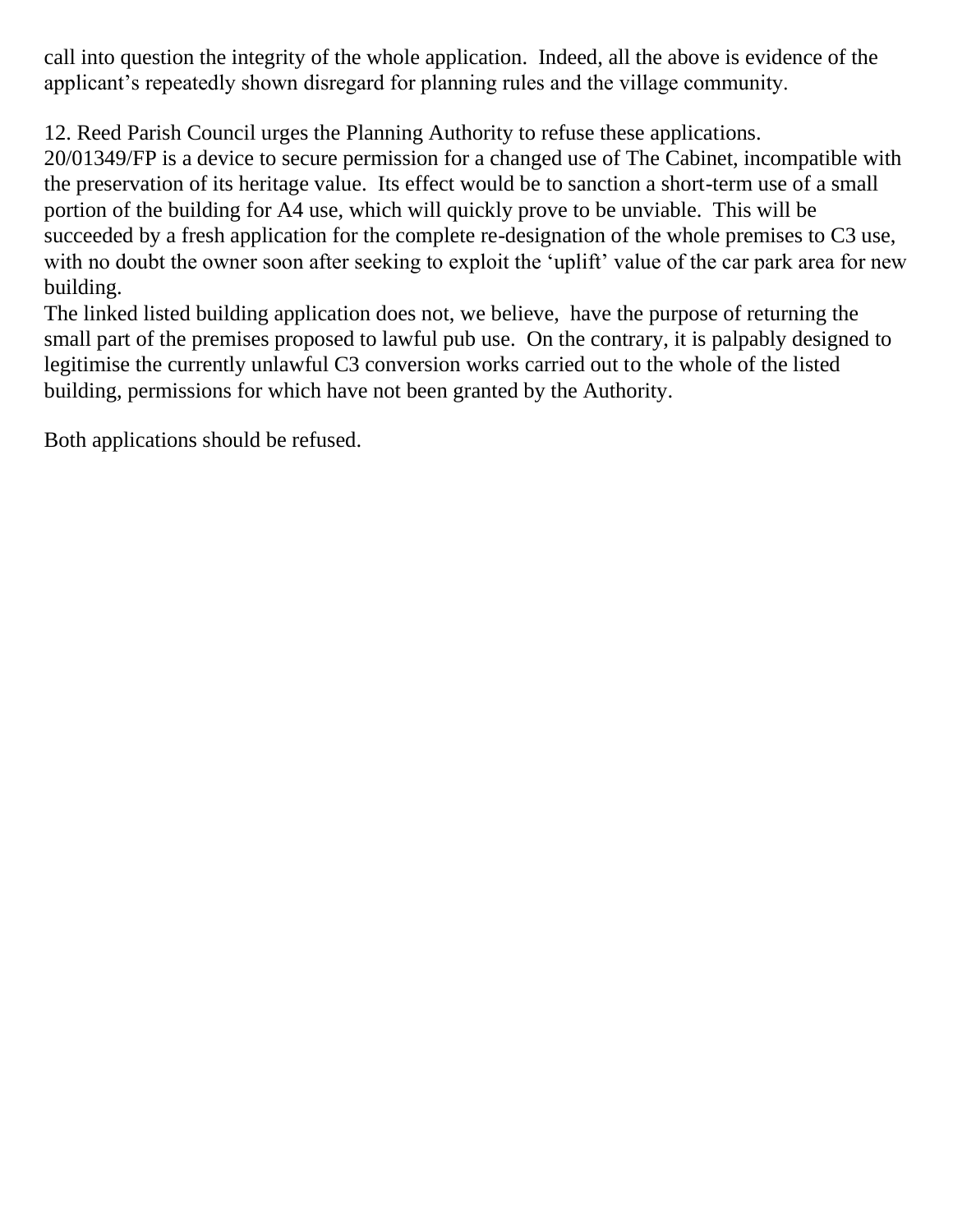call into question the integrity of the whole application. Indeed, all the above is evidence of the applicant's repeatedly shown disregard for planning rules and the village community.

12. Reed Parish Council urges the Planning Authority to refuse these applications.
20/01349/FP is a device to secure permission for a changed use of The Cabinet, incompatible with the preservation of its heritage value. Its effect would be to sanction a short-term use of a small portion of the building for A4 use, which will quickly prove to be unviable. This will be succeeded by a fresh application for the complete re-designation of the whole premises to C3 use, with no doubt the owner soon after seeking to exploit the 'uplift' value of the car park area for new building.
The linked listed building application does not, we believe, have the purpose of returning the small part of the premises proposed to lawful pub use. On the contrary, it is palpably designed to legitimise the currently unlawful C3 conversion works carried out to the whole of the listed building, permissions for which have not been granted by the Authority.

Both applications should be refused.